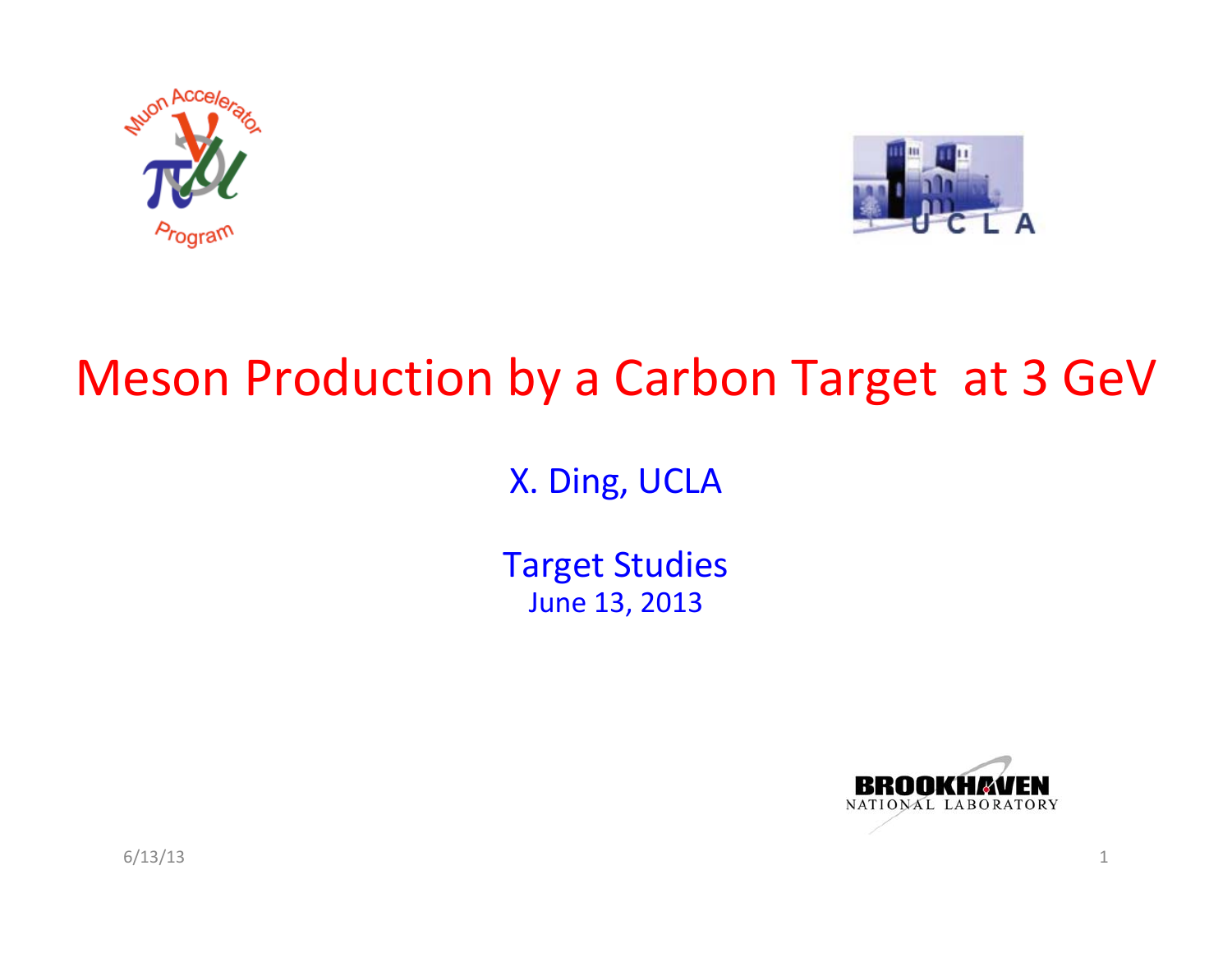# Meson Production by a Carbon Target at 3 GeV

X. Ding, UCLA

Target Studies
June 13, 2013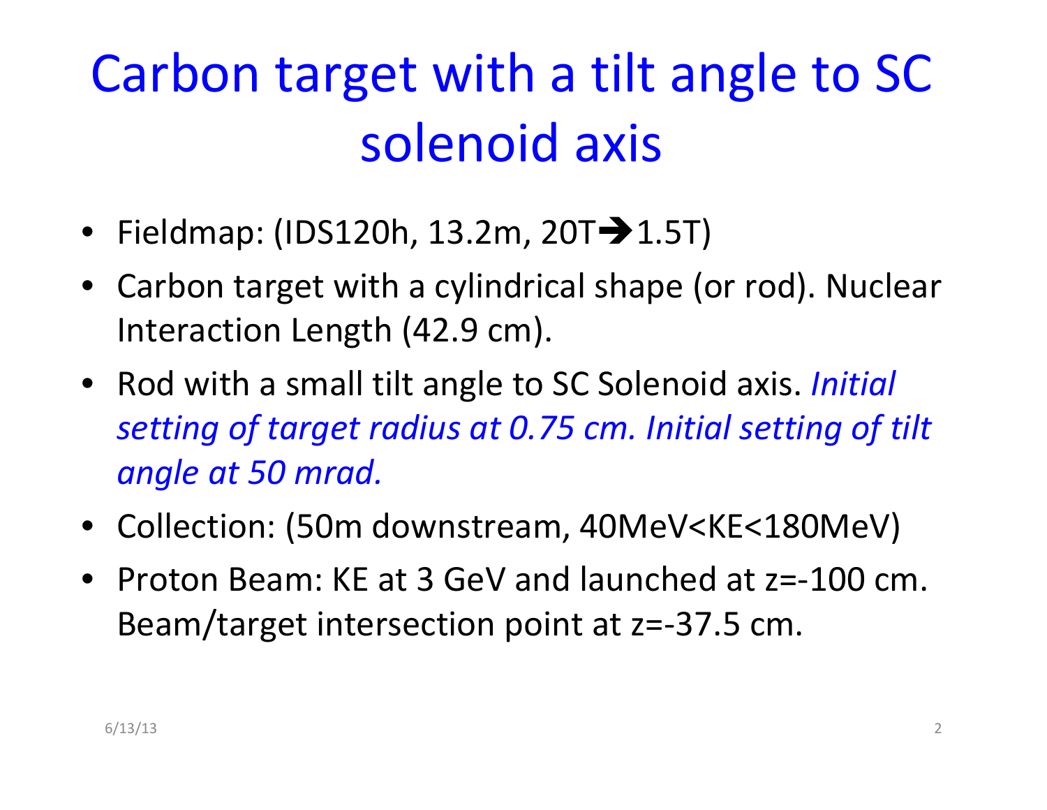# Carbon target with a tilt angle to SC solenoid axis

- Fieldmap: (IDS120h, 13.2m, 20T➔1.5T)
- Carbon target with a cylindrical shape (or rod). Nuclear Interaction Length (42.9 cm).
- Rod with a small tilt angle to SC Solenoid axis. *Initial setting of target radius at 0.75 cm. Initial setting of tilt angle at 50 mrad.*
- Collection: (50m downstream, 40MeV<KE<180MeV)
- Proton Beam: KE at 3 GeV and launched at z=-100 cm. Beam/target intersection point at z=-37.5 cm.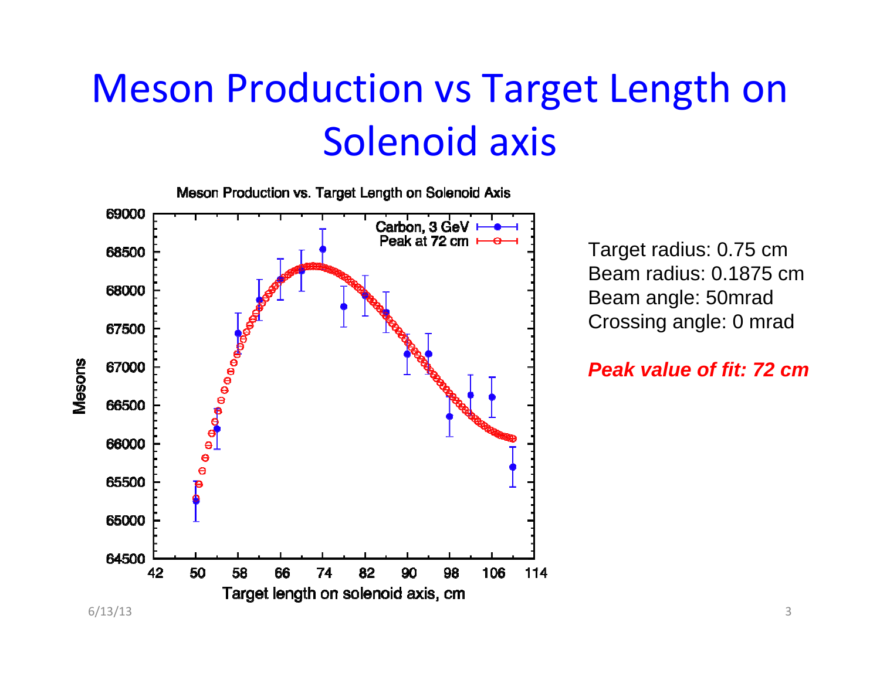# Meson Production vs Target Length on Solenoid axis

Target radius: 0.75 cm
Beam radius: 0.1875 cm
Beam angle: 50mrad
Crossing angle: 0 mrad

***Peak value of fit: 72 cm***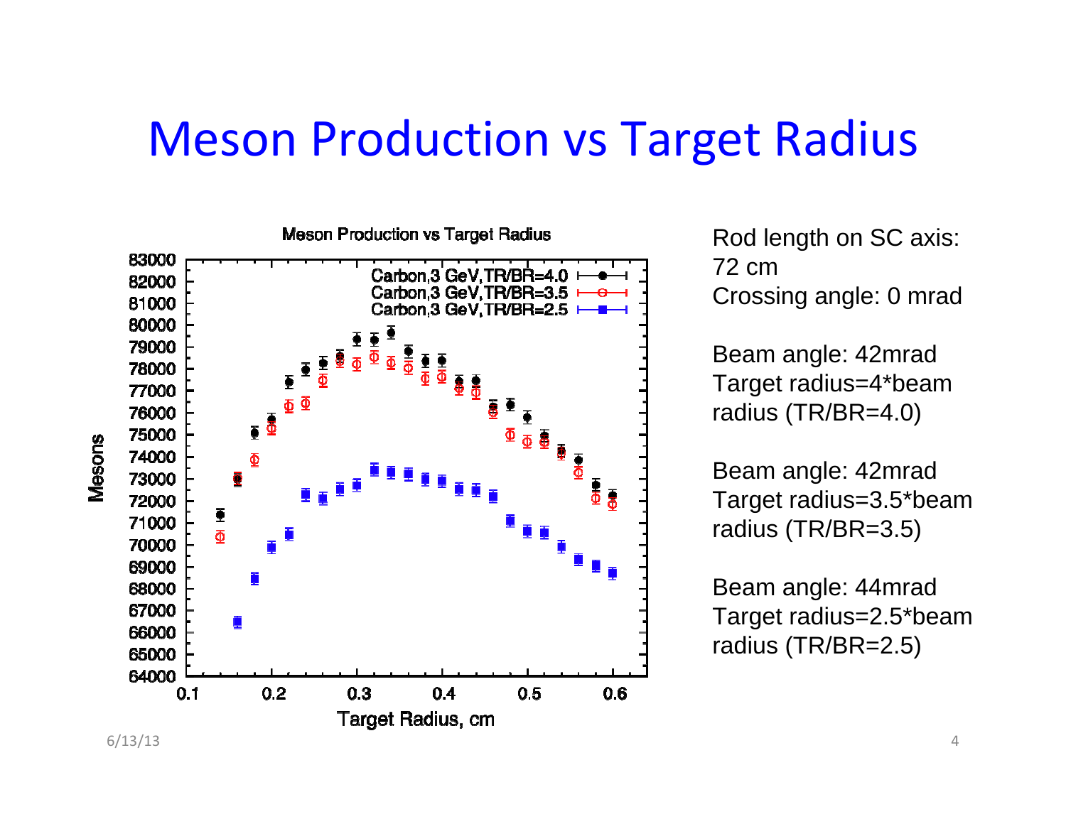# Meson Production vs Target Radius

Meson Production vs Target Radius

Mesons

Target Radius, cm

Carbon,3 GeV,TR/BR=4.0

Carbon,3 GeV,TR/BR=3.5

Carbon,3 GeV,TR/BR=2.5

Rod length on SC axis: 72 cm

Crossing angle: 0 mrad

Beam angle: 42mrad

Target radius=4*beam radius (TR/BR=4.0)

Beam angle: 42mrad

Target radius=3.5*beam radius (TR/BR=3.5)

Beam angle: 44mrad

Target radius=2.5*beam radius (TR/BR=2.5)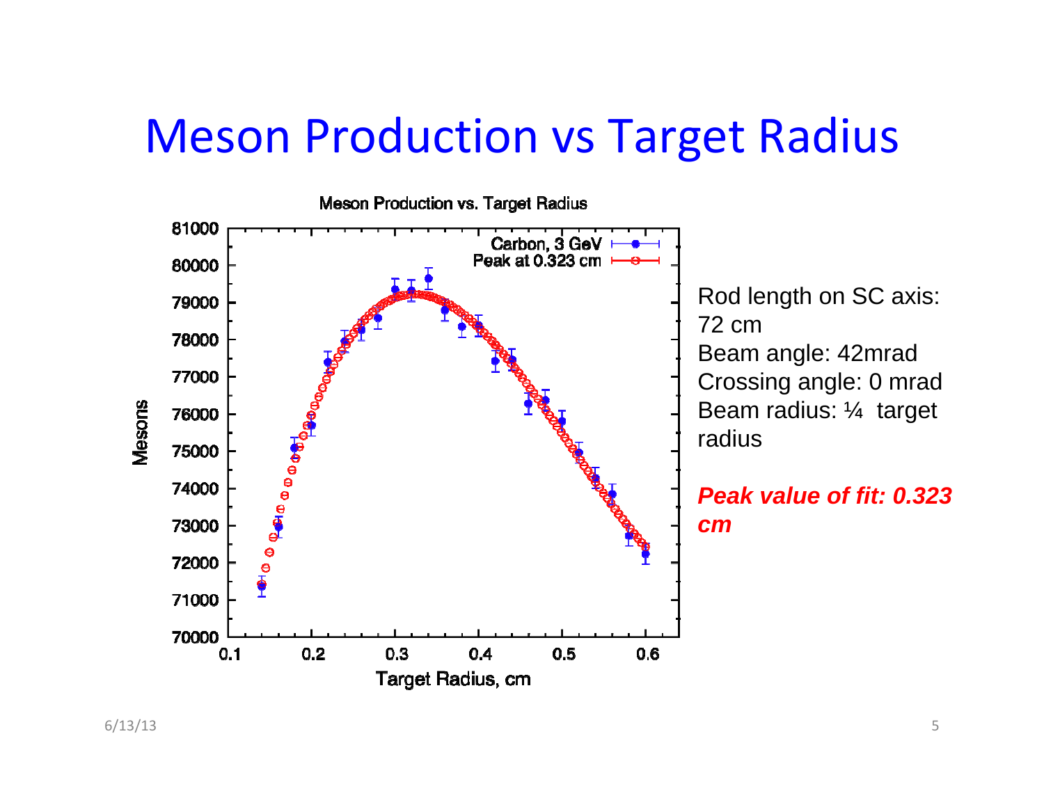# Meson Production vs Target Radius

Rod length on SC axis: 72 cm

Beam angle: 42mrad

Crossing angle: 0 mrad

Beam radius: ¼ target radius

***Peak value of fit: 0.323 cm***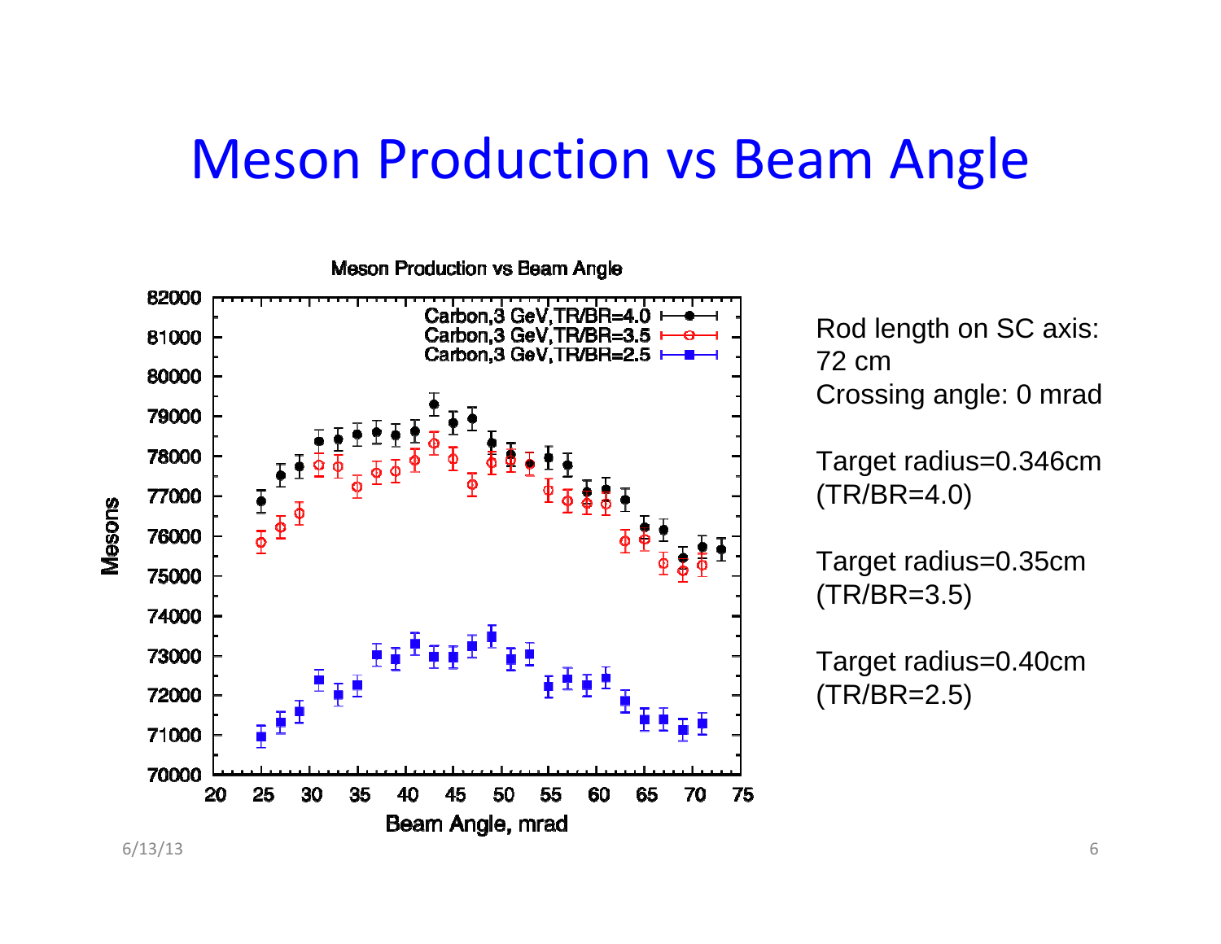# Meson Production vs Beam Angle

Rod length on SC axis: 72 cm
Crossing angle: 0 mrad

Target radius=0.346cm (TR/BR=4.0)

Target radius=0.35cm (TR/BR=3.5)

Target radius=0.40cm (TR/BR=2.5)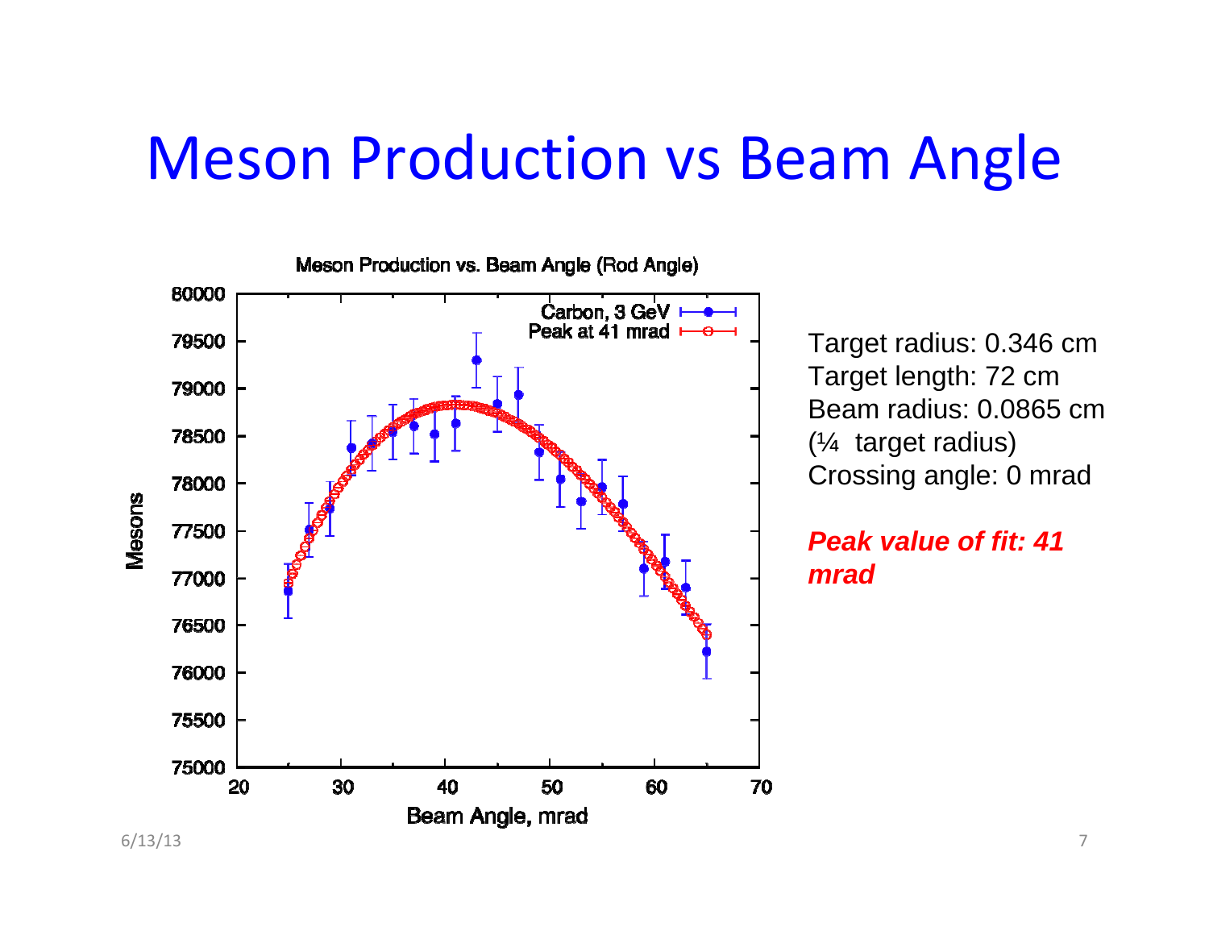# Meson Production vs Beam Angle

Meson Production vs. Beam Angle (Rod Angle)

Target radius: 0.346 cm
Target length: 72 cm
Beam radius: 0.0865 cm
(¼ target radius)
Crossing angle: 0 mrad

***Peak value of fit: 41 mrad***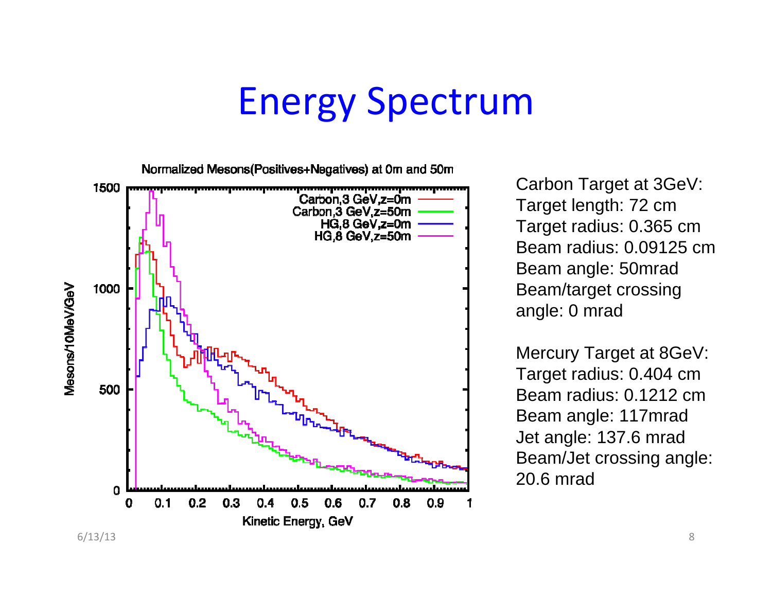# Energy Spectrum

Carbon Target at 3GeV:
Target length: 72 cm
Target radius: 0.365 cm
Beam radius: 0.09125 cm
Beam angle: 50mrad
Beam/target crossing angle: 0 mrad

Mercury Target at 8GeV:
Target radius: 0.404 cm
Beam radius: 0.1212 cm
Beam angle: 117mrad
Jet angle: 137.6 mrad
Beam/Jet crossing angle: 20.6 mrad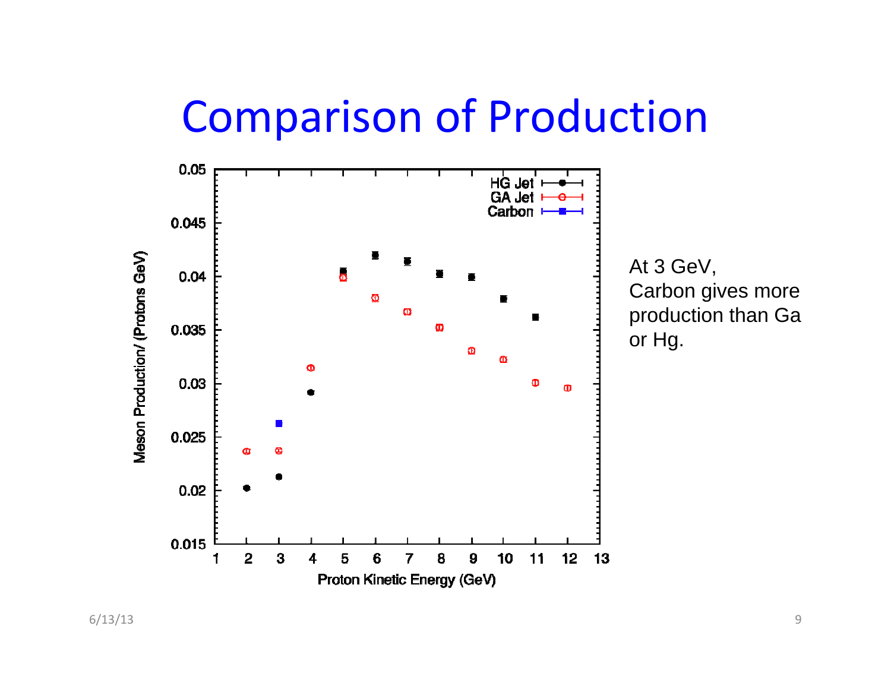# Comparison of Production

At 3 GeV,
Carbon gives more production than Ga or Hg.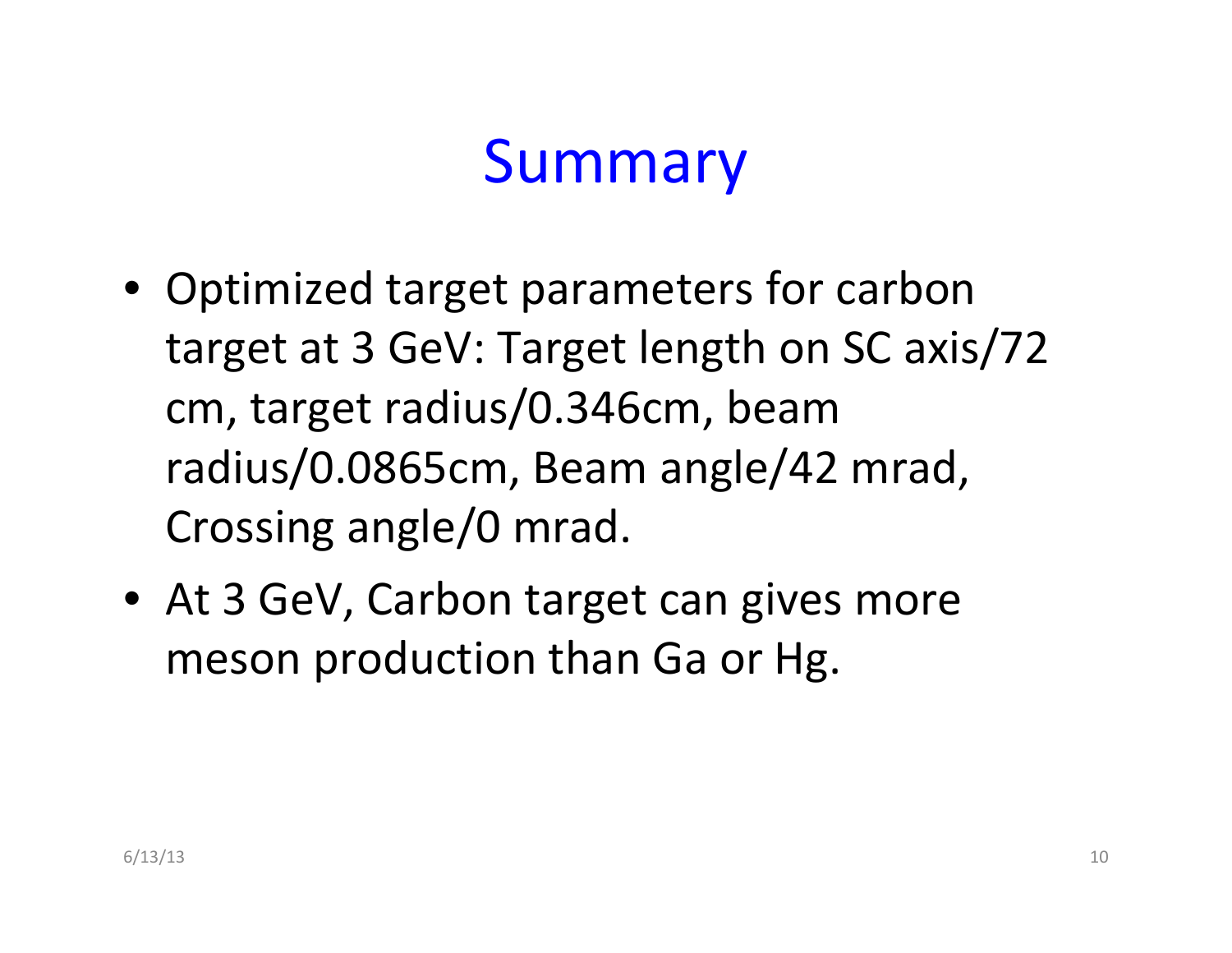# Summary

- Optimized target parameters for carbon target at 3 GeV: Target length on SC axis/72 cm, target radius/0.346cm, beam radius/0.0865cm, Beam angle/42 mrad, Crossing angle/0 mrad.
- At 3 GeV, Carbon target can gives more meson production than Ga or Hg.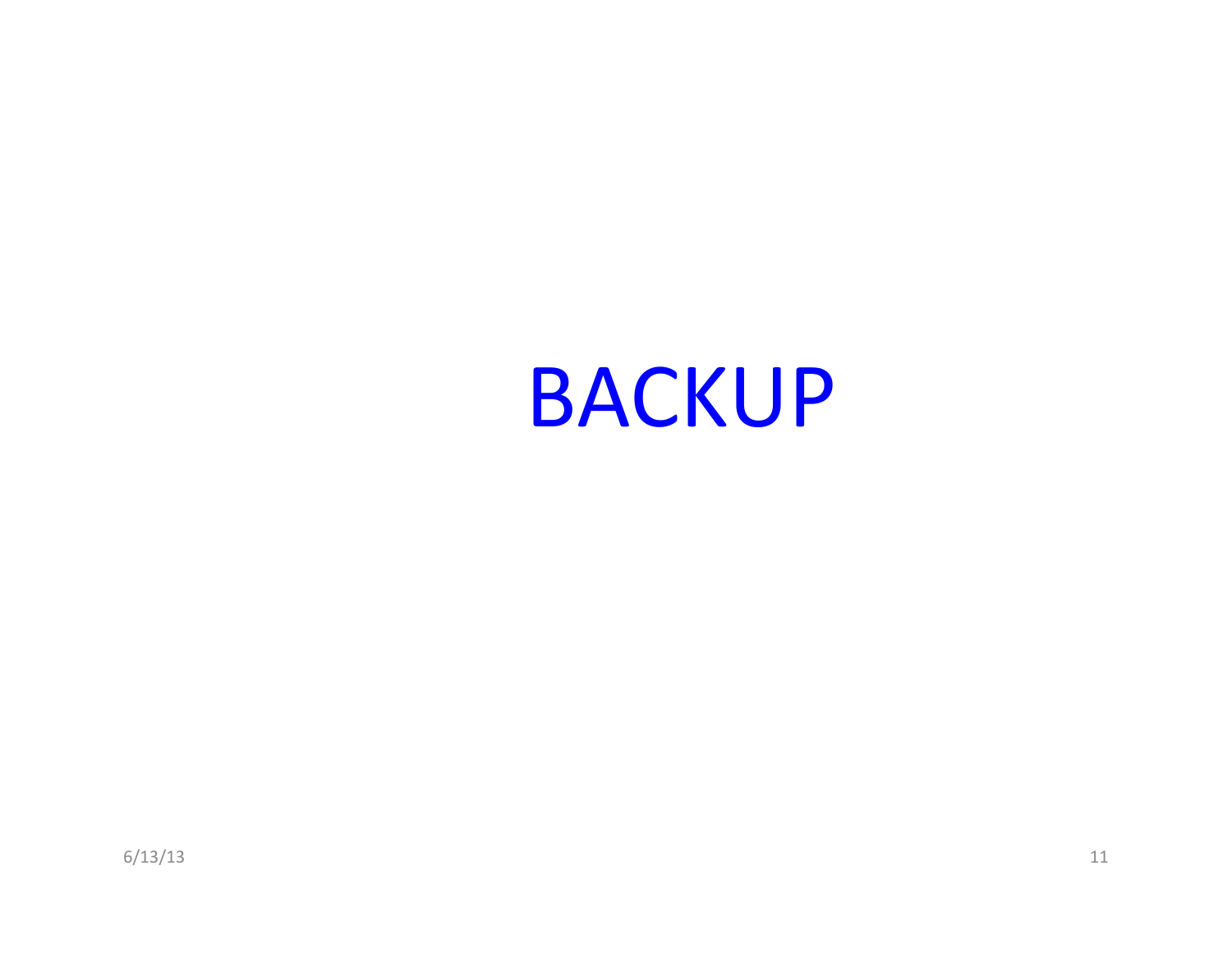# BACKUP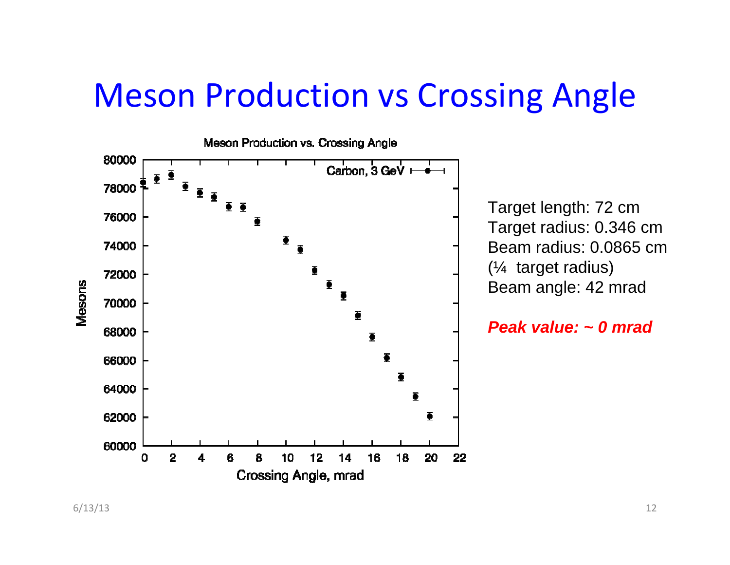# Meson Production vs Crossing Angle

Target length: 72 cm
Target radius: 0.346 cm
Beam radius: 0.0865 cm
(¼ target radius)
Beam angle: 42 mrad

***Peak value: ~ 0 mrad***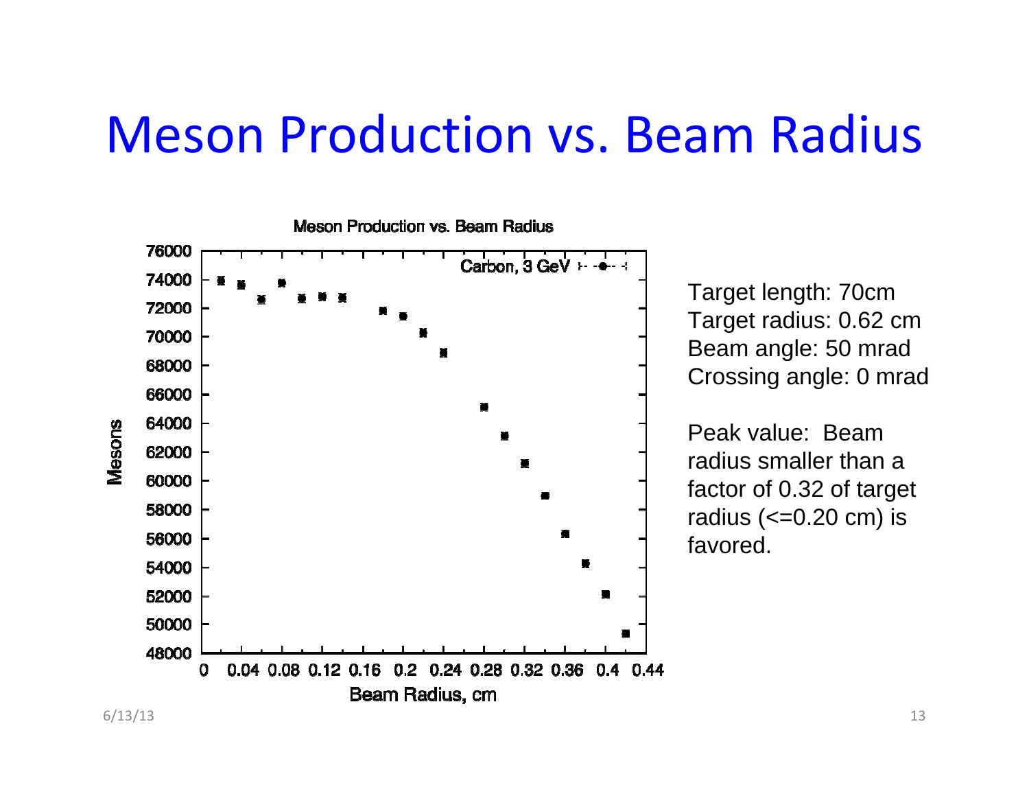# Meson Production vs. Beam Radius

Target length: 70cm
Target radius: 0.62 cm
Beam angle: 50 mrad
Crossing angle: 0 mrad

Peak value: Beam radius smaller than a factor of 0.32 of target radius (<=0.20 cm) is favored.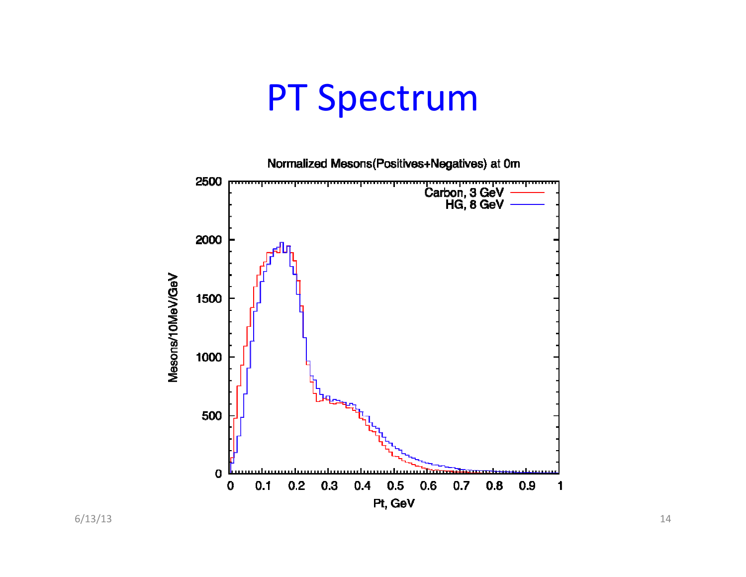# PT Spectrum

Normalized Mesons(Positives+Negatives) at 0m

Carbon, 3 GeV

HG, 8 GeV

Mesons/10MeV/GeV

2500

2000

1500

1000

500

0

0 0.1 0.2 0.3 0.4 0.5 0.6 0.7 0.8 0.9 1

Pt, GeV

6/13/13